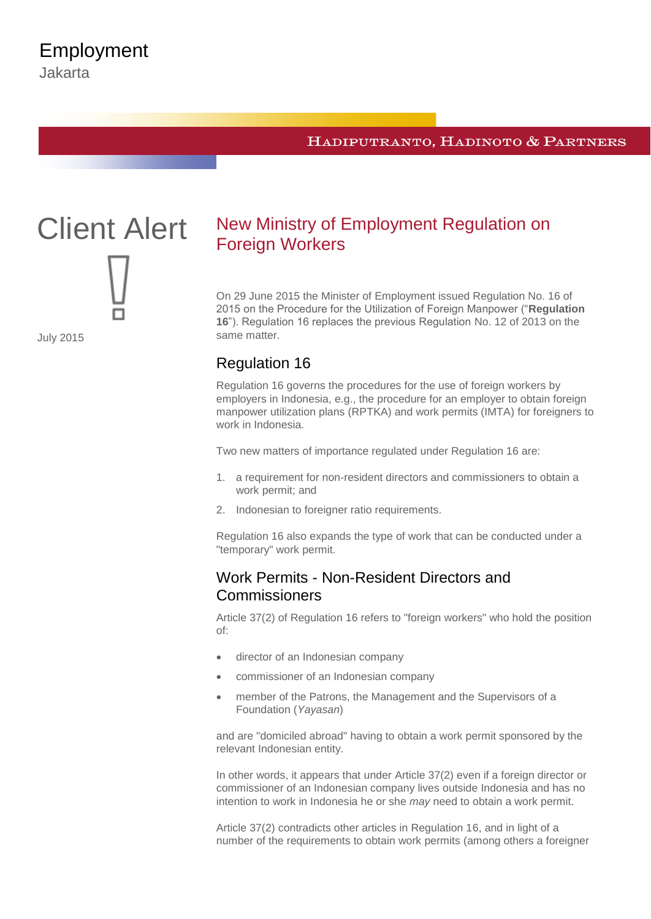Employment

Jakarta

HADIPUTRANTO, HADINOTO & PARTNERS

# Client Alert

July 2015

## New Ministry of Employment Regulation on Foreign Workers

On 29 June 2015 the Minister of Employment issued Regulation No. 16 of 2015 on the Procedure for the Utilization of Foreign Manpower ("**Regulation 16**"). Regulation 16 replaces the previous Regulation No. 12 of 2013 on the same matter.

### Regulation 16

Regulation 16 governs the procedures for the use of foreign workers by employers in Indonesia, e.g., the procedure for an employer to obtain foreign manpower utilization plans (RPTKA) and work permits (IMTA) for foreigners to work in Indonesia.

Two new matters of importance regulated under Regulation 16 are:

1. a requirement for non-resident directors and commissioners to obtain a work permit; and
2. Indonesian to foreigner ratio requirements.

Regulation 16 also expands the type of work that can be conducted under a "temporary" work permit.

### Work Permits - Non-Resident Directors and Commissioners

Article 37(2) of Regulation 16 refers to "foreign workers" who hold the position of:

- director of an Indonesian company
- commissioner of an Indonesian company
- member of the Patrons, the Management and the Supervisors of a Foundation (*Yayasan*)

and are "domiciled abroad" having to obtain a work permit sponsored by the relevant Indonesian entity.

In other words, it appears that under Article 37(2) even if a foreign director or commissioner of an Indonesian company lives outside Indonesia and has no intention to work in Indonesia he or she *may* need to obtain a work permit.

Article 37(2) contradicts other articles in Regulation 16, and in light of a number of the requirements to obtain work permits (among others a foreigner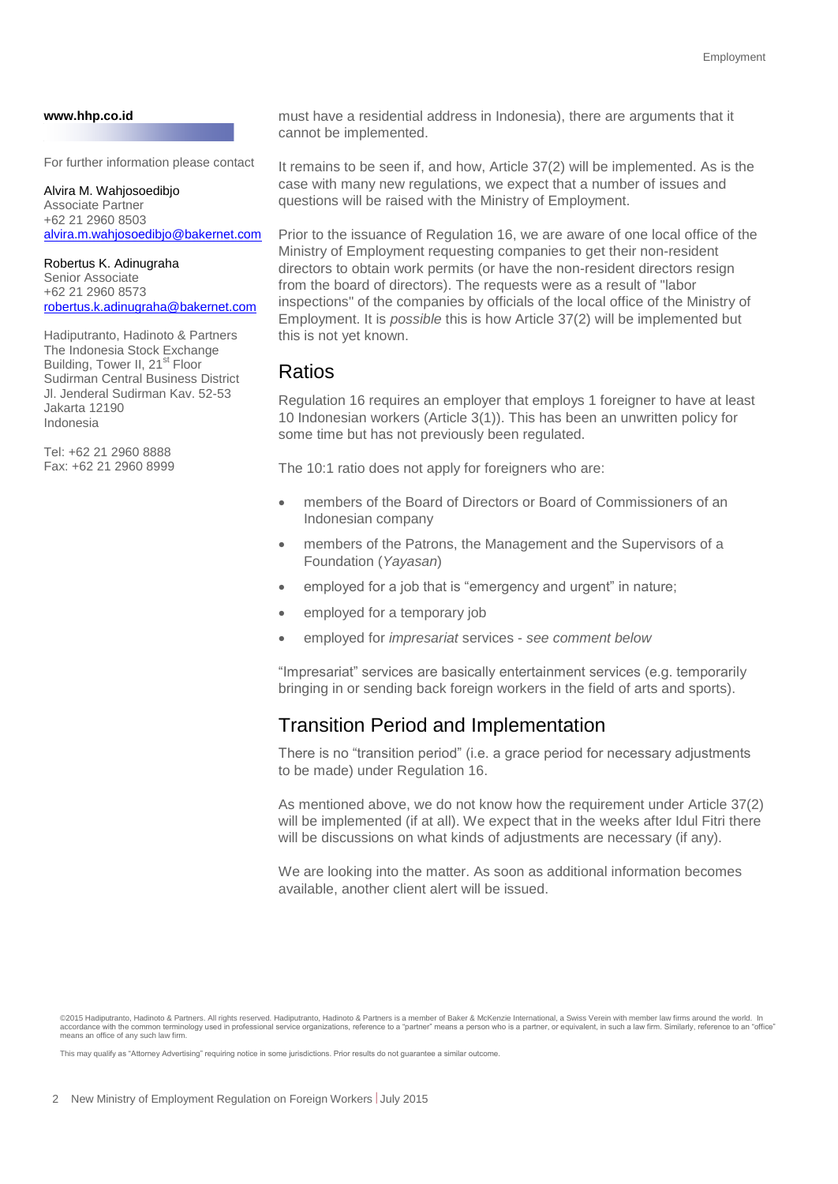**www.hhp.co.id**

For further information please contact

Alvira M. Wahjosoedibjo
Associate Partner
+62 21 2960 8503
alvira.m.wahjosoedibjo@bakernet.com

Robertus K. Adinugraha
Senior Associate
+62 21 2960 8573
robertus.k.adinugraha@bakernet.com

Hadiputranto, Hadinoto & Partners
The Indonesia Stock Exchange Building, Tower II, 21st Floor
Sudirman Central Business District
Jl. Jenderal Sudirman Kav. 52-53
Jakarta 12190
Indonesia

Tel: +62 21 2960 8888
Fax: +62 21 2960 8999

must have a residential address in Indonesia), there are arguments that it cannot be implemented.

It remains to be seen if, and how, Article 37(2) will be implemented. As is the case with many new regulations, we expect that a number of issues and questions will be raised with the Ministry of Employment.

Prior to the issuance of Regulation 16, we are aware of one local office of the Ministry of Employment requesting companies to get their non-resident directors to obtain work permits (or have the non-resident directors resign from the board of directors). The requests were as a result of "labor inspections" of the companies by officials of the local office of the Ministry of Employment. It is *possible* this is how Article 37(2) will be implemented but this is not yet known.

## Ratios

Regulation 16 requires an employer that employs 1 foreigner to have at least 10 Indonesian workers (Article 3(1)). This has been an unwritten policy for some time but has not previously been regulated.

The 10:1 ratio does not apply for foreigners who are:

- members of the Board of Directors or Board of Commissioners of an Indonesian company
- members of the Patrons, the Management and the Supervisors of a Foundation (*Yayasan*)
- employed for a job that is "emergency and urgent" in nature;
- employed for a temporary job
- employed for *impresariat* services - *see comment below*

"Impresariat" services are basically entertainment services (e.g. temporarily bringing in or sending back foreign workers in the field of arts and sports).

## Transition Period and Implementation

There is no "transition period" (i.e. a grace period for necessary adjustments to be made) under Regulation 16.

As mentioned above, we do not know how the requirement under Article 37(2) will be implemented (if at all). We expect that in the weeks after Idul Fitri there will be discussions on what kinds of adjustments are necessary (if any).

We are looking into the matter. As soon as additional information becomes available, another client alert will be issued.

©2015 Hadiputranto, Hadinoto & Partners. All rights reserved. Hadiputranto, Hadinoto & Partners is a member of Baker & McKenzie International, a Swiss Verein with member law firms around the world. In accordance with the common terminology used in professional service organizations, reference to a "partner" means a person who is a partner, or equivalent, in such a law firm. Similarly, reference to an "office" means an office of any such law firm.

This may qualify as "Attorney Advertising" requiring notice in some jurisdictions. Prior results do not guarantee a similar outcome.